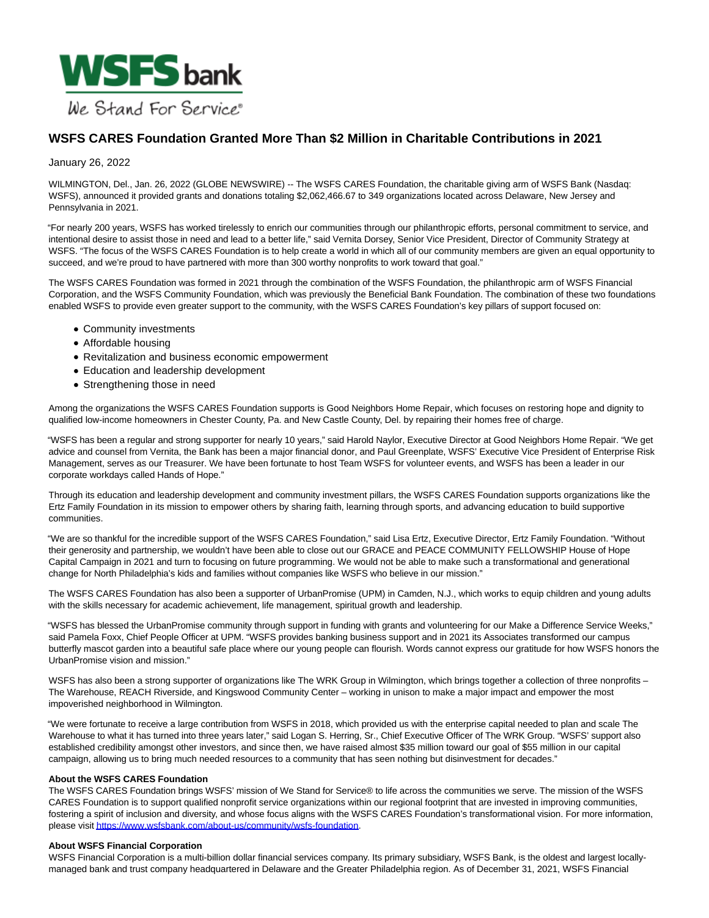WSFS bank

We Stand For Service®

# WSFS CARES Foundation Granted More Than $2 Million in Charitable Contributions in 2021

January 26, 2022

WILMINGTON, Del., Jan. 26, 2022 (GLOBE NEWSWIRE) -- The WSFS CARES Foundation, the charitable giving arm of WSFS Bank (Nasdaq: WSFS), announced it provided grants and donations totaling $2,062,466.67 to 349 organizations located across Delaware, New Jersey and Pennsylvania in 2021.

"For nearly 200 years, WSFS has worked tirelessly to enrich our communities through our philanthropic efforts, personal commitment to service, and intentional desire to assist those in need and lead to a better life," said Vernita Dorsey, Senior Vice President, Director of Community Strategy at WSFS. "The focus of the WSFS CARES Foundation is to help create a world in which all of our community members are given an equal opportunity to succeed, and we're proud to have partnered with more than 300 worthy nonprofits to work toward that goal."

The WSFS CARES Foundation was formed in 2021 through the combination of the WSFS Foundation, the philanthropic arm of WSFS Financial Corporation, and the WSFS Community Foundation, which was previously the Beneficial Bank Foundation. The combination of these two foundations enabled WSFS to provide even greater support to the community, with the WSFS CARES Foundation's key pillars of support focused on:

- Community investments
- Affordable housing
- Revitalization and business economic empowerment
- Education and leadership development
- Strengthening those in need

Among the organizations the WSFS CARES Foundation supports is Good Neighbors Home Repair, which focuses on restoring hope and dignity to qualified low-income homeowners in Chester County, Pa. and New Castle County, Del. by repairing their homes free of charge.

"WSFS has been a regular and strong supporter for nearly 10 years," said Harold Naylor, Executive Director at Good Neighbors Home Repair. "We get advice and counsel from Vernita, the Bank has been a major financial donor, and Paul Greenplate, WSFS' Executive Vice President of Enterprise Risk Management, serves as our Treasurer. We have been fortunate to host Team WSFS for volunteer events, and WSFS has been a leader in our corporate workdays called Hands of Hope."

Through its education and leadership development and community investment pillars, the WSFS CARES Foundation supports organizations like the Ertz Family Foundation in its mission to empower others by sharing faith, learning through sports, and advancing education to build supportive communities.

"We are so thankful for the incredible support of the WSFS CARES Foundation," said Lisa Ertz, Executive Director, Ertz Family Foundation. "Without their generosity and partnership, we wouldn't have been able to close out our GRACE and PEACE COMMUNITY FELLOWSHIP House of Hope Capital Campaign in 2021 and turn to focusing on future programming. We would not be able to make such a transformational and generational change for North Philadelphia's kids and families without companies like WSFS who believe in our mission."

The WSFS CARES Foundation has also been a supporter of UrbanPromise (UPM) in Camden, N.J., which works to equip children and young adults with the skills necessary for academic achievement, life management, spiritual growth and leadership.

"WSFS has blessed the UrbanPromise community through support in funding with grants and volunteering for our Make a Difference Service Weeks," said Pamela Foxx, Chief People Officer at UPM. "WSFS provides banking business support and in 2021 its Associates transformed our campus butterfly mascot garden into a beautiful safe place where our young people can flourish. Words cannot express our gratitude for how WSFS honors the UrbanPromise vision and mission."

WSFS has also been a strong supporter of organizations like The WRK Group in Wilmington, which brings together a collection of three nonprofits – The Warehouse, REACH Riverside, and Kingswood Community Center – working in unison to make a major impact and empower the most impoverished neighborhood in Wilmington.

"We were fortunate to receive a large contribution from WSFS in 2018, which provided us with the enterprise capital needed to plan and scale The Warehouse to what it has turned into three years later," said Logan S. Herring, Sr., Chief Executive Officer of The WRK Group. "WSFS' support also established credibility amongst other investors, and since then, we have raised almost $35 million toward our goal of $55 million in our capital campaign, allowing us to bring much needed resources to a community that has seen nothing but disinvestment for decades."

**About the WSFS CARES Foundation**

The WSFS CARES Foundation brings WSFS' mission of We Stand for Service® to life across the communities we serve. The mission of the WSFS CARES Foundation is to support qualified nonprofit service organizations within our regional footprint that are invested in improving communities, fostering a spirit of inclusion and diversity, and whose focus aligns with the WSFS CARES Foundation's transformational vision. For more information, please visit https://www.wsfsbank.com/about-us/community/wsfs-foundation.

**About WSFS Financial Corporation**

WSFS Financial Corporation is a multi-billion dollar financial services company. Its primary subsidiary, WSFS Bank, is the oldest and largest locally-managed bank and trust company headquartered in Delaware and the Greater Philadelphia region. As of December 31, 2021, WSFS Financial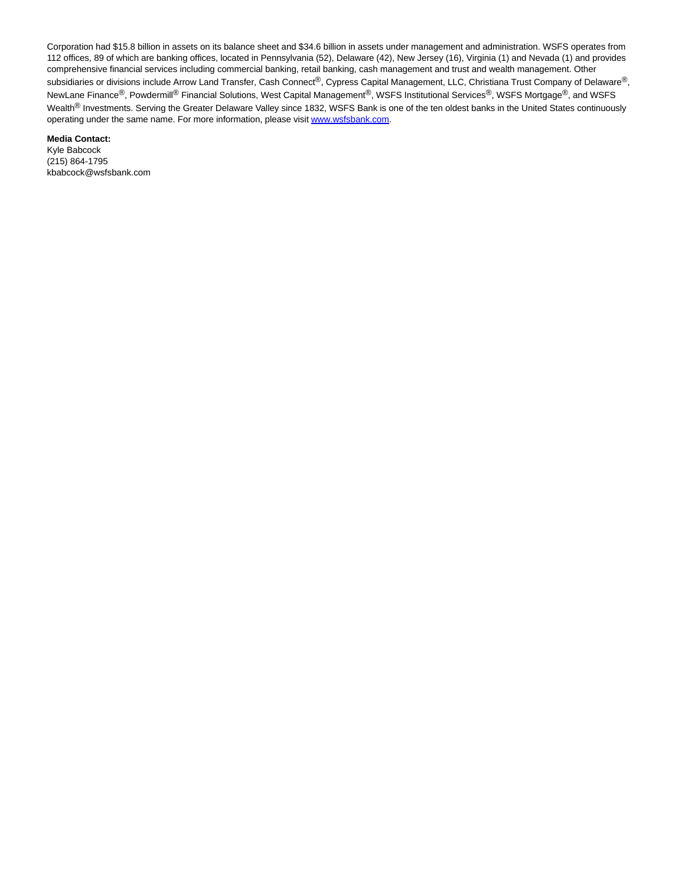Corporation had $15.8 billion in assets on its balance sheet and $34.6 billion in assets under management and administration. WSFS operates from 112 offices, 89 of which are banking offices, located in Pennsylvania (52), Delaware (42), New Jersey (16), Virginia (1) and Nevada (1) and provides comprehensive financial services including commercial banking, retail banking, cash management and trust and wealth management. Other subsidiaries or divisions include Arrow Land Transfer, Cash Connect®, Cypress Capital Management, LLC, Christiana Trust Company of Delaware®, NewLane Finance®, Powdermill® Financial Solutions, West Capital Management®, WSFS Institutional Services®, WSFS Mortgage®, and WSFS Wealth® Investments. Serving the Greater Delaware Valley since 1832, WSFS Bank is one of the ten oldest banks in the United States continuously operating under the same name. For more information, please visit [www.wsfsbank.com](http://www.wsfsbank.com).

**Media Contact:**
Kyle Babcock
(215) 864-1795
kbabcock@wsfsbank.com